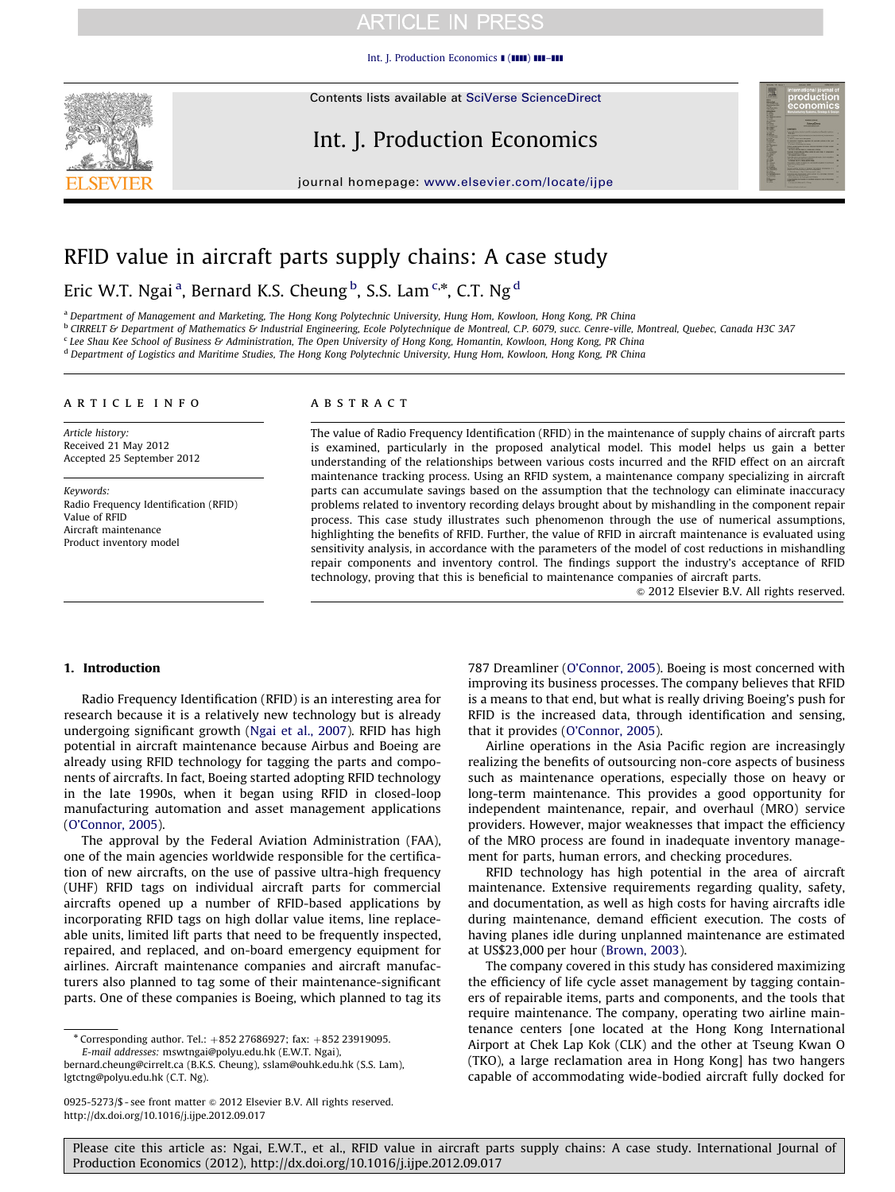# RFID value in aircraft parts supply chains: A case study

Eric W.T. Ngai [a], Bernard K.S. Cheung [b], S.S. Lam [c,*], C.T. Ng [d]

[a] Department of Management and Marketing, The Hong Kong Polytechnic University, Hung Hom, Kowloon, Hong Kong, PR China
[b] CIRRELT & Department of Mathematics & Industrial Engineering, Ecole Polytechnique de Montreal, C.P. 6079, succ. Cenre-ville, Montreal, Quebec, Canada H3C 3A7
[c] Lee Shau Kee School of Business & Administration, The Open University of Hong Kong, Homantin, Kowloon, Hong Kong, PR China
[d] Department of Logistics and Maritime Studies, The Hong Kong Polytechnic University, Hung Hom, Kowloon, Hong Kong, PR China

## ARTICLE INFO

*Article history:*
Received 21 May 2012
Accepted 25 September 2012

*Keywords:*
Radio Frequency Identification (RFID)
Value of RFID
Aircraft maintenance
Product inventory model

## ABSTRACT

The value of Radio Frequency Identification (RFID) in the maintenance of supply chains of aircraft parts is examined, particularly in the proposed analytical model. This model helps us gain a better understanding of the relationships between various costs incurred and the RFID effect on an aircraft maintenance tracking process. Using an RFID system, a maintenance company specializing in aircraft parts can accumulate savings based on the assumption that the technology can eliminate inaccuracy problems related to inventory recording delays brought about by mishandling in the component repair process. This case study illustrates such phenomenon through the use of numerical assumptions, highlighting the benefits of RFID. Further, the value of RFID in aircraft maintenance is evaluated using sensitivity analysis, in accordance with the parameters of the model of cost reductions in mishandling repair components and inventory control. The findings support the industry's acceptance of RFID technology, proving that this is beneficial to maintenance companies of aircraft parts.

© 2012 Elsevier B.V. All rights reserved.

## 1. Introduction

Radio Frequency Identification (RFID) is an interesting area for research because it is a relatively new technology but is already undergoing significant growth (Ngai et al., 2007). RFID has high potential in aircraft maintenance because Airbus and Boeing are already using RFID technology for tagging the parts and components of aircrafts. In fact, Boeing started adopting RFID technology in the late 1990s, when it began using RFID in closed-loop manufacturing automation and asset management applications (O'Connor, 2005).

The approval by the Federal Aviation Administration (FAA), one of the main agencies worldwide responsible for the certification of new aircrafts, on the use of passive ultra-high frequency (UHF) RFID tags on individual aircraft parts for commercial aircrafts opened up a number of RFID-based applications by incorporating RFID tags on high dollar value items, line replaceable units, limited lift parts that need to be frequently inspected, repaired, and replaced, and on-board emergency equipment for airlines. Aircraft maintenance companies and aircraft manufacturers also planned to tag some of their maintenance-significant parts. One of these companies is Boeing, which planned to tag its 787 Dreamliner (O'Connor, 2005). Boeing is most concerned with improving its business processes. The company believes that RFID is a means to that end, but what is really driving Boeing's push for RFID is the increased data, through identification and sensing, that it provides (O'Connor, 2005).

Airline operations in the Asia Pacific region are increasingly realizing the benefits of outsourcing non-core aspects of business such as maintenance operations, especially those on heavy or long-term maintenance. This provides a good opportunity for independent maintenance, repair, and overhaul (MRO) service providers. However, major weaknesses that impact the efficiency of the MRO process are found in inadequate inventory management for parts, human errors, and checking procedures.

RFID technology has high potential in the area of aircraft maintenance. Extensive requirements regarding quality, safety, and documentation, as well as high costs for having aircrafts idle during maintenance, demand efficient execution. The costs of having planes idle during unplanned maintenance are estimated at US$23,000 per hour (Brown, 2003).

The company covered in this study has considered maximizing the efficiency of life cycle asset management by tagging containers of repairable items, parts and components, and the tools that require maintenance. The company, operating two airline maintenance centers [one located at the Hong Kong International Airport at Chek Lap Kok (CLK) and the other at Tseung Kwan O (TKO), a large reclamation area in Hong Kong] has two hangers capable of accommodating wide-bodied aircraft fully docked for

---

\* Corresponding author. Tel.: +852 27686927; fax: +852 23919095.
*E-mail addresses:* mswtngai@polyu.edu.hk (E.W.T. Ngai), bernard.cheung@cirrelt.ca (B.K.S. Cheung), sslam@ouhk.edu.hk (S.S. Lam), lgtctng@polyu.edu.hk (C.T. Ng).

0925-5273/$ - see front matter © 2012 Elsevier B.V. All rights reserved.
http://dx.doi.org/10.1016/j.ijpe.2012.09.017

Please cite this article as: Ngai, E.W.T., et al., RFID value in aircraft parts supply chains: A case study. International Journal of Production Economics (2012), http://dx.doi.org/10.1016/j.ijpe.2012.09.017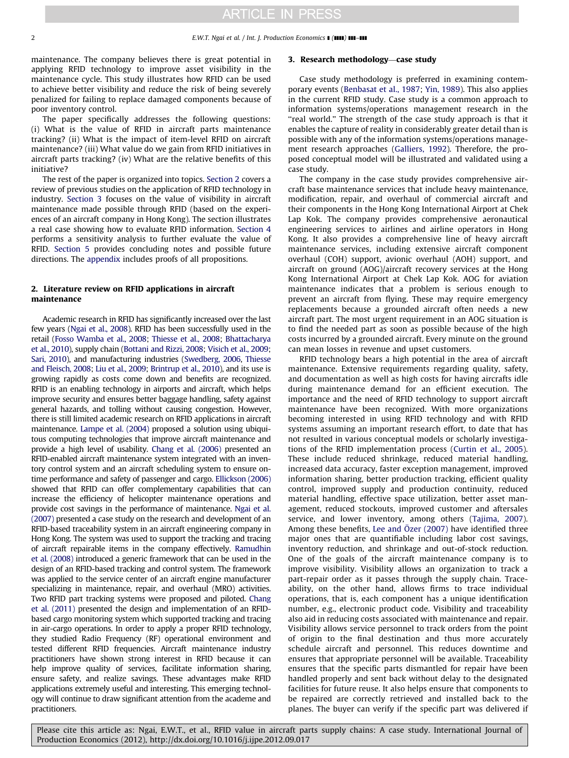maintenance. The company believes there is great potential in applying RFID technology to improve asset visibility in the maintenance cycle. This study illustrates how RFID can be used to achieve better visibility and reduce the risk of being severely penalized for failing to replace damaged components because of poor inventory control.

The paper specifically addresses the following questions: (i) What is the value of RFID in aircraft parts maintenance tracking? (ii) What is the impact of item-level RFID on aircraft maintenance? (iii) What value do we gain from RFID initiatives in aircraft parts tracking? (iv) What are the relative benefits of this initiative?

The rest of the paper is organized into topics. Section 2 covers a review of previous studies on the application of RFID technology in industry. Section 3 focuses on the value of visibility in aircraft maintenance made possible through RFID (based on the experiences of an aircraft company in Hong Kong). The section illustrates a real case showing how to evaluate RFID information. Section 4 performs a sensitivity analysis to further evaluate the value of RFID. Section 5 provides concluding notes and possible future directions. The appendix includes proofs of all propositions.

## 2. Literature review on RFID applications in aircraft maintenance

Academic research in RFID has significantly increased over the last few years (Ngai et al., 2008). RFID has been successfully used in the retail (Fosso Wamba et al., 2008; Thiesse et al., 2008; Bhattacharya et al., 2010), supply chain (Bottani and Rizzi, 2008; Visich et al., 2009; Sari, 2010), and manufacturing industries (Swedberg, 2006, Thiesse and Fleisch, 2008; Liu et al., 2009; Brintrup et al., 2010), and its use is growing rapidly as costs come down and benefits are recognized. RFID is an enabling technology in airports and aircraft, which helps improve security and ensures better baggage handling, safety against general hazards, and tolling without causing congestion. However, there is still limited academic research on RFID applications in aircraft maintenance. Lampe et al. (2004) proposed a solution using ubiquitous computing technologies that improve aircraft maintenance and provide a high level of usability. Chang et al. (2006) presented an RFID-enabled aircraft maintenance system integrated with an inventory control system and an aircraft scheduling system to ensure on-time performance and safety of passenger and cargo. Ellickson (2006) showed that RFID can offer complementary capabilities that can increase the efficiency of helicopter maintenance operations and provide cost savings in the performance of maintenance. Ngai et al. (2007) presented a case study on the research and development of an RFID-based traceability system in an aircraft engineering company in Hong Kong. The system was used to support the tracking and tracing of aircraft repairable items in the company effectively. Ramudhin et al. (2008) introduced a generic framework that can be used in the design of an RFID-based tracking and control system. The framework was applied to the service center of an aircraft engine manufacturer specializing in maintenance, repair, and overhaul (MRO) activities. Two RFID part tracking systems were proposed and piloted. Chang et al. (2011) presented the design and implementation of an RFID-based cargo monitoring system which supported tracking and tracing in air-cargo operations. In order to apply a proper RFID technology, they studied Radio Frequency (RF) operational environment and tested different RFID frequencies. Aircraft maintenance industry practitioners have shown strong interest in RFID because it can help improve quality of services, facilitate information sharing, ensure safety, and realize savings. These advantages make RFID applications extremely useful and interesting. This emerging technology will continue to draw significant attention from the academe and practitioners.

## 3. Research methodology—case study

Case study methodology is preferred in examining contemporary events (Benbasat et al., 1987; Yin, 1989). This also applies in the current RFID study. Case study is a common approach to information systems/operations management research in the "real world." The strength of the case study approach is that it enables the capture of reality in considerably greater detail than is possible with any of the information systems/operations management research approaches (Galliers, 1992). Therefore, the proposed conceptual model will be illustrated and validated using a case study.

The company in the case study provides comprehensive aircraft base maintenance services that include heavy maintenance, modification, repair, and overhaul of commercial aircraft and their components in the Hong Kong International Airport at Chek Lap Kok. The company provides comprehensive aeronautical engineering services to airlines and airline operators in Hong Kong. It also provides a comprehensive line of heavy aircraft maintenance services, including extensive aircraft component overhaul (COH) support, avionic overhaul (AOH) support, and aircraft on ground (AOG)/aircraft recovery services at the Hong Kong International Airport at Chek Lap Kok. AOG for aviation maintenance indicates that a problem is serious enough to prevent an aircraft from flying. These may require emergency replacements because a grounded aircraft often needs a new aircraft part. The most urgent requirement in an AOG situation is to find the needed part as soon as possible because of the high costs incurred by a grounded aircraft. Every minute on the ground can mean losses in revenue and upset customers.

RFID technology bears a high potential in the area of aircraft maintenance. Extensive requirements regarding quality, safety, and documentation as well as high costs for having aircrafts idle during maintenance demand for an efficient execution. The importance and the need of RFID technology to support aircraft maintenance have been recognized. With more organizations becoming interested in using RFID technology and with RFID systems assuming an important research effort, to date that has not resulted in various conceptual models or scholarly investigations of the RFID implementation process (Curtin et al., 2005). These include reduced shrinkage, reduced material handling, increased data accuracy, faster exception management, improved information sharing, better production tracking, efficient quality control, improved supply and production continuity, reduced material handling, effective space utilization, better asset management, reduced stockouts, improved customer and aftersales service, and lower inventory, among others (Tajima, 2007). Among these benefits, Lee and Özer (2007) have identified three major ones that are quantifiable including labor cost savings, inventory reduction, and shrinkage and out-of-stock reduction. One of the goals of the aircraft maintenance company is to improve visibility. Visibility allows an organization to track a part-repair order as it passes through the supply chain. Traceability, on the other hand, allows firms to trace individual operations, that is, each component has a unique identification number, e.g., electronic product code. Visibility and traceability also aid in reducing costs associated with maintenance and repair. Visibility allows service personnel to track orders from the point of origin to the final destination and thus more accurately schedule aircraft and personnel. This reduces downtime and ensures that appropriate personnel will be available. Traceability ensures that the specific parts dismantled for repair have been handled properly and sent back without delay to the designated facilities for future reuse. It also helps ensure that components to be repaired are correctly retrieved and installed back to the planes. The buyer can verify if the specific part was delivered if

Please cite this article as: Ngai, E.W.T., et al., RFID value in aircraft parts supply chains: A case study. International Journal of Production Economics (2012), http://dx.doi.org/10.1016/j.ijpe.2012.09.017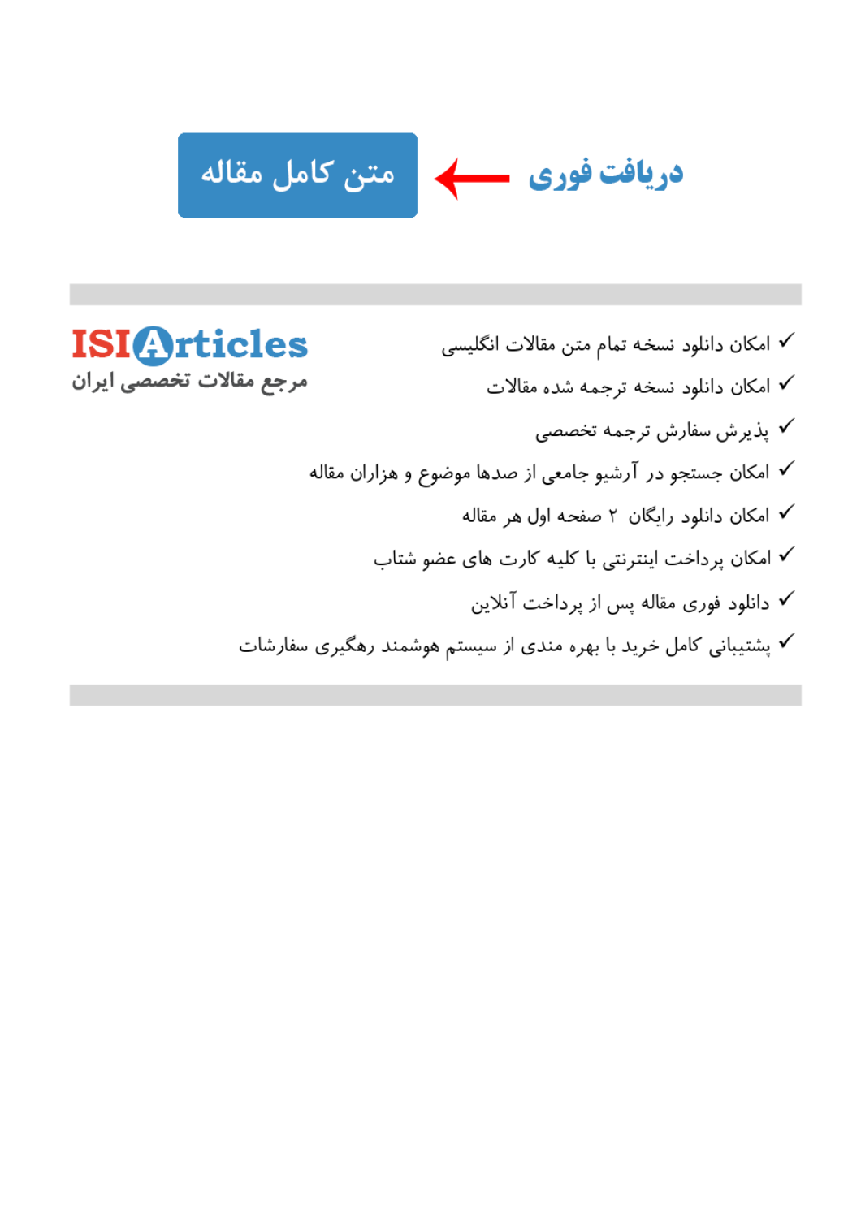دریافت فوری ← **متن کامل مقاله**

**ISIArticles**
مرجع مقالات تخصصی ایران

- ✓ امکان دانلود نسخه تمام متن مقالات انگلیسی
- ✓ امکان دانلود نسخه ترجمه شده مقالات
- ✓ پذیرش سفارش ترجمه تخصصی
- ✓ امکان جستجو در آرشیو جامعی از صدها موضوع و هزاران مقاله
- ✓ امکان دانلود رایگان ۲ صفحه اول هر مقاله
- ✓ امکان پرداخت اینترنتی با کلیه کارت های عضو شتاب
- ✓ دانلود فوری مقاله پس از پرداخت آنلاین
- ✓ پشتیبانی کامل خرید با بهره مندی از سیستم هوشمند رهگیری سفارشات